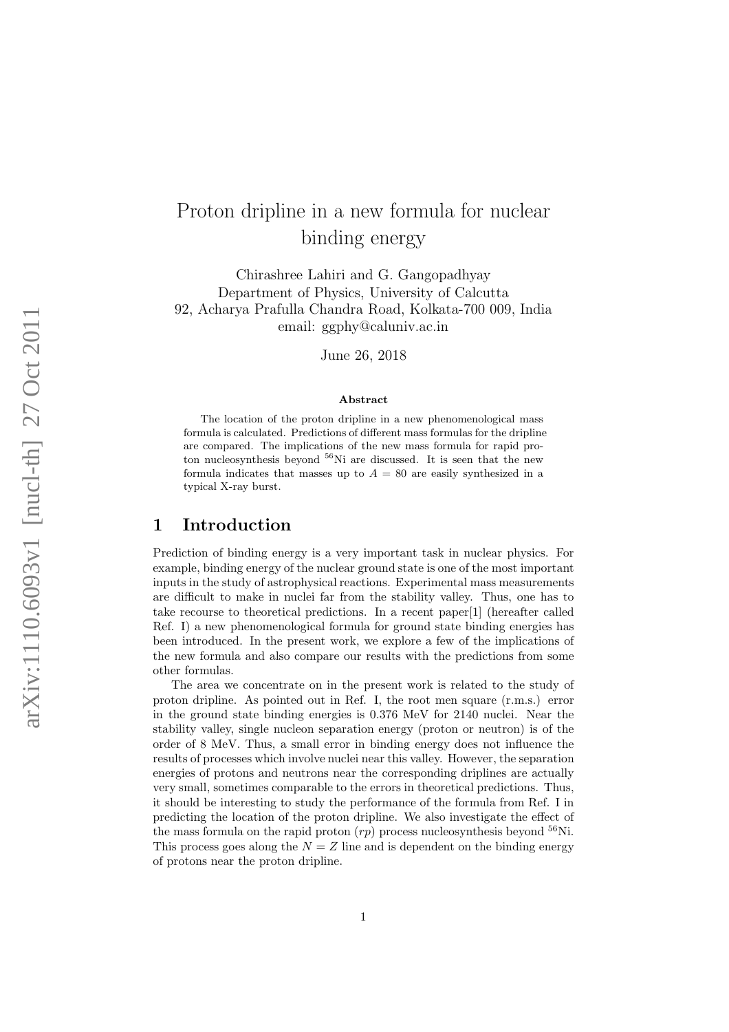# Proton dripline in a new formula for nuclear binding energy

Chirashree Lahiri and G. Gangopadhyay
Department of Physics, University of Calcutta
92, Acharya Prafulla Chandra Road, Kolkata-700 009, India
email: ggphy@caluniv.ac.in

June 26, 2018

### Abstract

The location of the proton dripline in a new phenomenological mass formula is calculated. Predictions of different mass formulas for the dripline are compared. The implications of the new mass formula for rapid proton nucleosynthesis beyond $^{56}$Ni are discussed. It is seen that the new formula indicates that masses up to $A = 80$ are easily synthesized in a typical X-ray burst.

## 1 Introduction

Prediction of binding energy is a very important task in nuclear physics. For example, binding energy of the nuclear ground state is one of the most important inputs in the study of astrophysical reactions. Experimental mass measurements are difficult to make in nuclei far from the stability valley. Thus, one has to take recourse to theoretical predictions. In a recent paper[1] (hereafter called Ref. I) a new phenomenological formula for ground state binding energies has been introduced. In the present work, we explore a few of the implications of the new formula and also compare our results with the predictions from some other formulas.

The area we concentrate on in the present work is related to the study of proton dripline. As pointed out in Ref. I, the root men square (r.m.s.) error in the ground state binding energies is 0.376 MeV for 2140 nuclei. Near the stability valley, single nucleon separation energy (proton or neutron) is of the order of 8 MeV. Thus, a small error in binding energy does not influence the results of processes which involve nuclei near this valley. However, the separation energies of protons and neutrons near the corresponding driplines are actually very small, sometimes comparable to the errors in theoretical predictions. Thus, it should be interesting to study the performance of the formula from Ref. I in predicting the location of the proton dripline. We also investigate the effect of the mass formula on the rapid proton ($rp$) process nucleosynthesis beyond $^{56}$Ni. This process goes along the $N = Z$ line and is dependent on the binding energy of protons near the proton dripline.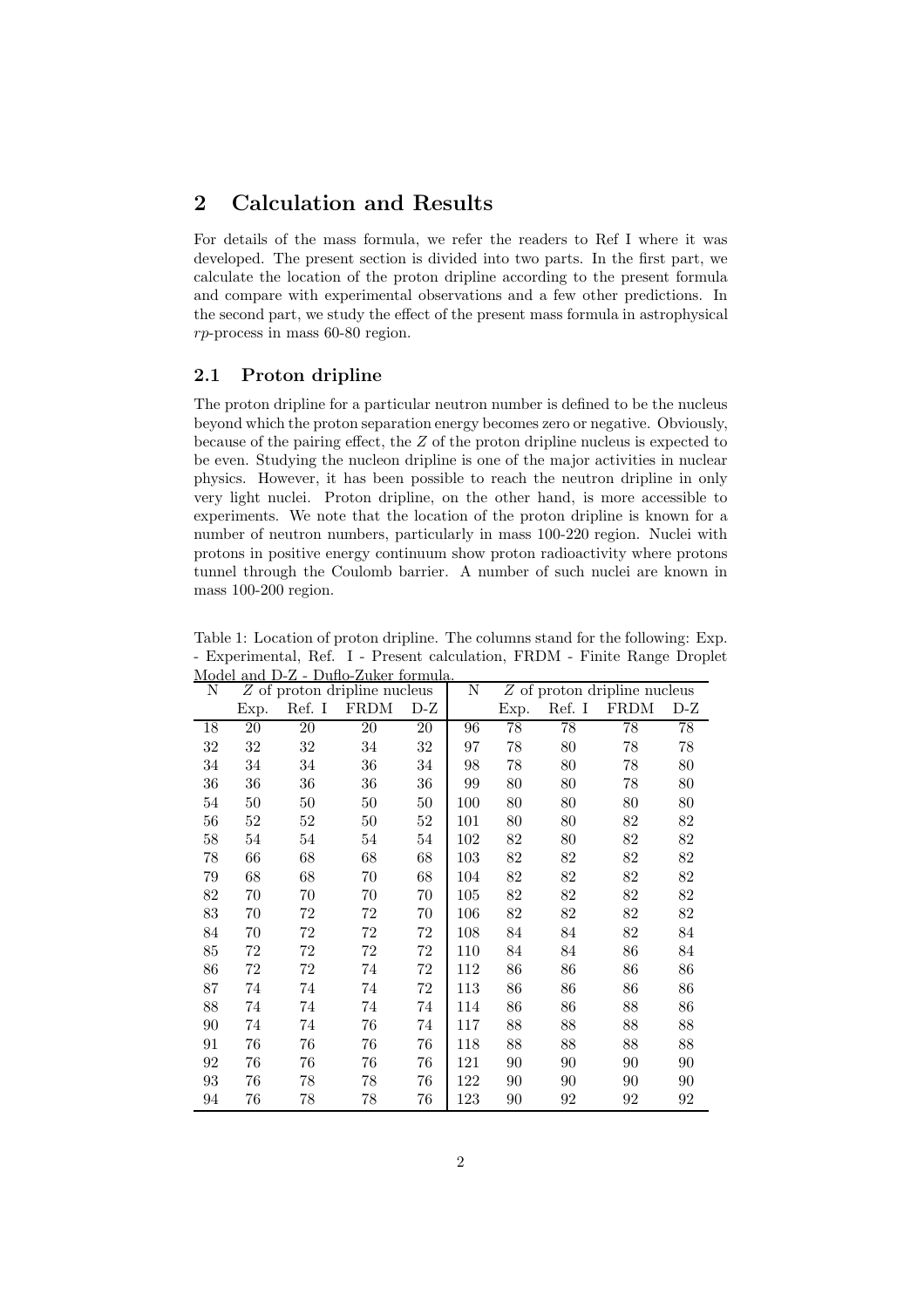## 2 Calculation and Results

For details of the mass formula, we refer the readers to Ref I where it was developed. The present section is divided into two parts. In the first part, we calculate the location of the proton dripline according to the present formula and compare with experimental observations and a few other predictions. In the second part, we study the effect of the present mass formula in astrophysical *rp*-process in mass 60-80 region.

### 2.1 Proton dripline

The proton dripline for a particular neutron number is defined to be the nucleus beyond which the proton separation energy becomes zero or negative. Obviously, because of the pairing effect, the $Z$ of the proton dripline nucleus is expected to be even. Studying the nucleon dripline is one of the major activities in nuclear physics. However, it has been possible to reach the neutron dripline in only very light nuclei. Proton dripline, on the other hand, is more accessible to experiments. We note that the location of the proton dripline is known for a number of neutron numbers, particularly in mass 100-220 region. Nuclei with protons in positive energy continuum show proton radioactivity where protons tunnel through the Coulomb barrier. A number of such nuclei are known in mass 100-200 region.

Table 1: Location of proton dripline. The columns stand for the following: Exp. - Experimental, Ref. I - Present calculation, FRDM - Finite Range Droplet Model and D-Z - Duflo-Zuker formula.

| N | $Z$ of proton dripline nucleus | | | | N | $Z$ of proton dripline nucleus | | | |
|---|---|---|---|---|---|---|---|---|---|
| | Exp. | Ref. I | FRDM | D-Z | | Exp. | Ref. I | FRDM | D-Z |
| 18 | 20 | 20 | 20 | 20 | 96 | 78 | 78 | 78 | 78 |
| 32 | 32 | 32 | 34 | 32 | 97 | 78 | 80 | 78 | 78 |
| 34 | 34 | 34 | 36 | 34 | 98 | 78 | 80 | 78 | 80 |
| 36 | 36 | 36 | 36 | 36 | 99 | 80 | 80 | 78 | 80 |
| 54 | 50 | 50 | 50 | 50 | 100 | 80 | 80 | 80 | 80 |
| 56 | 52 | 52 | 50 | 52 | 101 | 80 | 80 | 82 | 82 |
| 58 | 54 | 54 | 54 | 54 | 102 | 82 | 80 | 82 | 82 |
| 78 | 66 | 68 | 68 | 68 | 103 | 82 | 82 | 82 | 82 |
| 79 | 68 | 68 | 70 | 68 | 104 | 82 | 82 | 82 | 82 |
| 82 | 70 | 70 | 70 | 70 | 105 | 82 | 82 | 82 | 82 |
| 83 | 70 | 72 | 72 | 70 | 106 | 82 | 82 | 82 | 82 |
| 84 | 70 | 72 | 72 | 72 | 108 | 84 | 84 | 82 | 84 |
| 85 | 72 | 72 | 72 | 72 | 110 | 84 | 84 | 86 | 84 |
| 86 | 72 | 72 | 74 | 72 | 112 | 86 | 86 | 86 | 86 |
| 87 | 74 | 74 | 74 | 72 | 113 | 86 | 86 | 86 | 86 |
| 88 | 74 | 74 | 74 | 74 | 114 | 86 | 86 | 88 | 86 |
| 90 | 74 | 74 | 76 | 74 | 117 | 88 | 88 | 88 | 88 |
| 91 | 76 | 76 | 76 | 76 | 118 | 88 | 88 | 88 | 88 |
| 92 | 76 | 76 | 76 | 76 | 121 | 90 | 90 | 90 | 90 |
| 93 | 76 | 78 | 78 | 76 | 122 | 90 | 90 | 90 | 90 |
| 94 | 76 | 78 | 78 | 76 | 123 | 90 | 92 | 92 | 92 |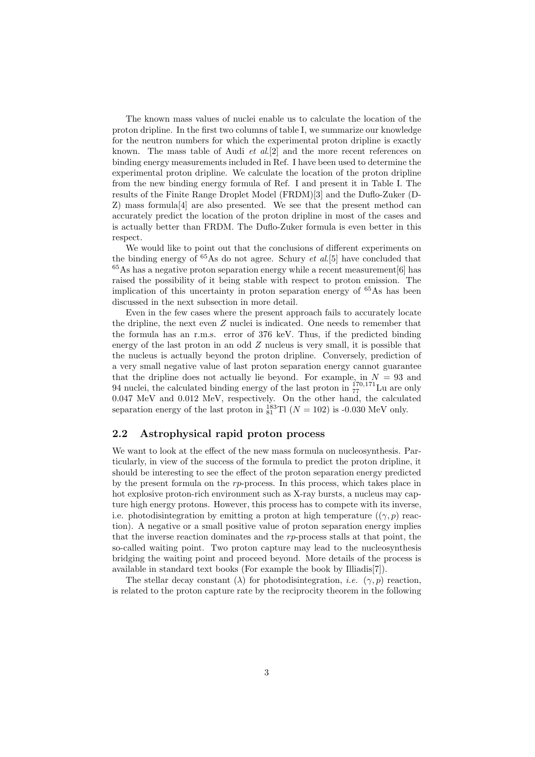The known mass values of nuclei enable us to calculate the location of the proton dripline. In the first two columns of table I, we summarize our knowledge for the neutron numbers for which the experimental proton dripline is exactly known. The mass table of Audi *et al.*[2] and the more recent references on binding energy measurements included in Ref. I have been used to determine the experimental proton dripline. We calculate the location of the proton dripline from the new binding energy formula of Ref. I and present it in Table I. The results of the Finite Range Droplet Model (FRDM)[3] and the Duflo-Zuker (D-Z) mass formula[4] are also presented. We see that the present method can accurately predict the location of the proton dripline in most of the cases and is actually better than FRDM. The Duflo-Zuker formula is even better in this respect.

We would like to point out that the conclusions of different experiments on the binding energy of $^{65}$As do not agree. Schury *et al.*[5] have concluded that $^{65}$As has a negative proton separation energy while a recent measurement[6] has raised the possibility of it being stable with respect to proton emission. The implication of this uncertainty in proton separation energy of $^{65}$As has been discussed in the next subsection in more detail.

Even in the few cases where the present approach fails to accurately locate the dripline, the next even $Z$ nuclei is indicated. One needs to remember that the formula has an r.m.s. error of 376 keV. Thus, if the predicted binding energy of the last proton in an odd $Z$ nucleus is very small, it is possible that the nucleus is actually beyond the proton dripline. Conversely, prediction of a very small negative value of last proton separation energy cannot guarantee that the dripline does not actually lie beyond. For example, in $N = 93$ and 94 nuclei, the calculated binding energy of the last proton in $^{170,171}_{77}$Lu are only 0.047 MeV and 0.012 MeV, respectively. On the other hand, the calculated separation energy of the last proton in $^{183}_{81}$Tl ($N = 102$) is -0.030 MeV only.

## 2.2 Astrophysical rapid proton process

We want to look at the effect of the new mass formula on nucleosynthesis. Particularly, in view of the success of the formula to predict the proton dripline, it should be interesting to see the effect of the proton separation energy predicted by the present formula on the *rp*-process. In this process, which takes place in hot explosive proton-rich environment such as X-ray bursts, a nucleus may capture high energy protons. However, this process has to compete with its inverse, i.e. photodisintegration by emitting a proton at high temperature ($(\gamma, p)$ reaction). A negative or a small positive value of proton separation energy implies that the inverse reaction dominates and the *rp*-process stalls at that point, the so-called waiting point. Two proton capture may lead to the nucleosynthesis bridging the waiting point and proceed beyond. More details of the process is available in standard text books (For example the book by Illiadis[7]).

The stellar decay constant ($\lambda$) for photodisintegration, *i.e.* $(\gamma, p)$ reaction, is related to the proton capture rate by the reciprocity theorem in the following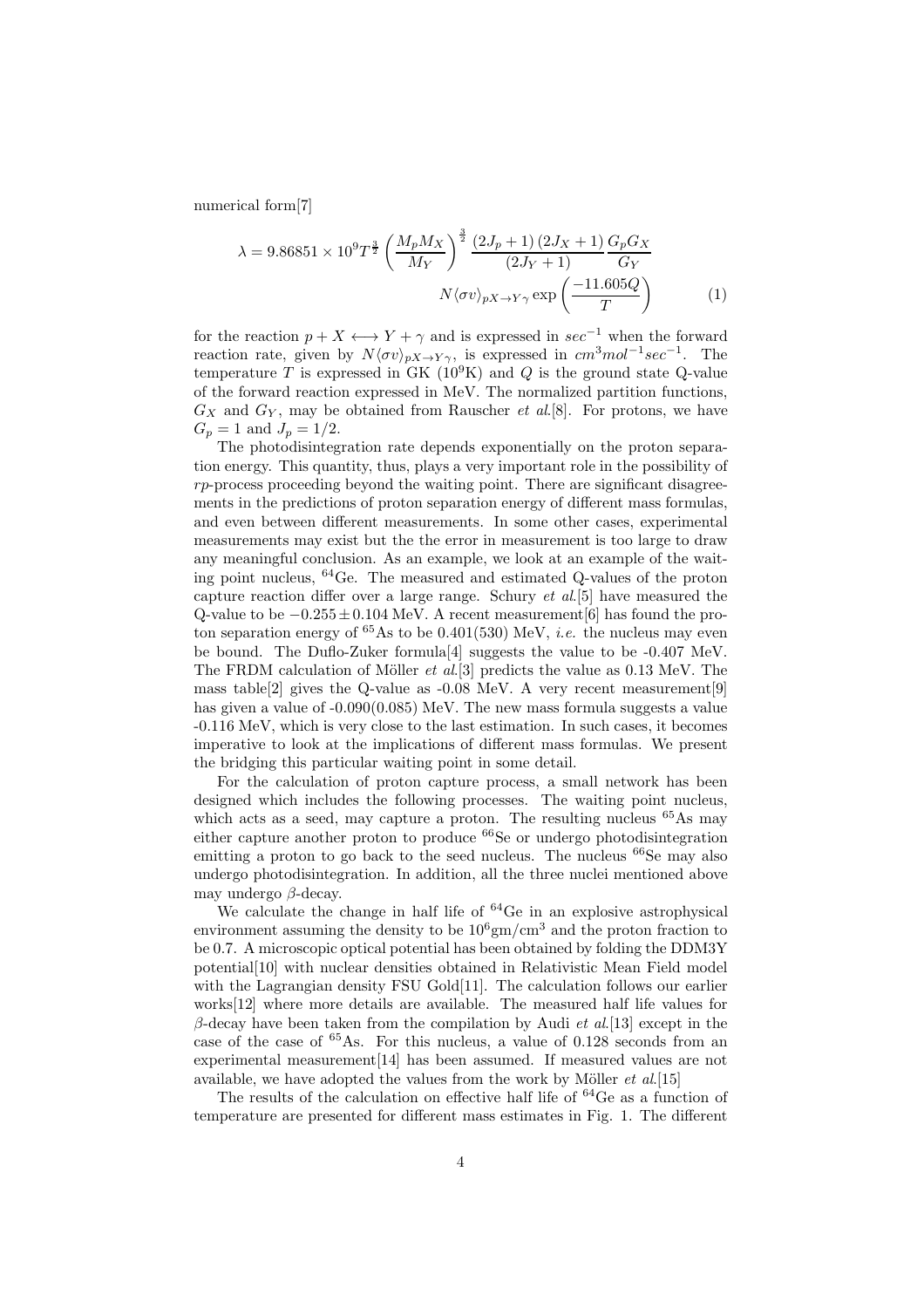numerical form[7]

$$\lambda = 9.86851 \times 10^9 T^{\frac{3}{2}} \left(\frac{M_p M_X}{M_Y}\right)^{\frac{3}{2}} \frac{(2J_p+1)(2J_X+1)}{(2J_Y+1)} \frac{G_p G_X}{G_Y} N\langle\sigma v\rangle_{pX\to Y\gamma} \exp\left(\frac{-11.605 Q}{T}\right) \quad (1)$$

for the reaction $p + X \longleftrightarrow Y + \gamma$ and is expressed in $sec^{-1}$ when the forward reaction rate, given by $N\langle\sigma v\rangle_{pX\to Y\gamma}$, is expressed in $cm^3 mol^{-1} sec^{-1}$. The temperature $T$ is expressed in GK ($10^9$K) and $Q$ is the ground state Q-value of the forward reaction expressed in MeV. The normalized partition functions, $G_X$ and $G_Y$, may be obtained from Rauscher *et al.*[8]. For protons, we have $G_p = 1$ and $J_p = 1/2$.

The photodisintegration rate depends exponentially on the proton separation energy. This quantity, thus, plays a very important role in the possibility of *rp*-process proceeding beyond the waiting point. There are significant disagreements in the predictions of proton separation energy of different mass formulas, and even between different measurements. In some other cases, experimental measurements may exist but the the error in measurement is too large to draw any meaningful conclusion. As an example, we look at an example of the waiting point nucleus, $^{64}$Ge. The measured and estimated Q-values of the proton capture reaction differ over a large range. Schury *et al.*[5] have measured the Q-value to be $-0.255 \pm 0.104$ MeV. A recent measurement[6] has found the proton separation energy of $^{65}$As to be 0.401(530) MeV, *i.e.* the nucleus may even be bound. The Duflo-Zuker formula[4] suggests the value to be -0.407 MeV. The FRDM calculation of Möller *et al.*[3] predicts the value as 0.13 MeV. The mass table[2] gives the Q-value as -0.08 MeV. A very recent measurement[9] has given a value of -0.090(0.085) MeV. The new mass formula suggests a value -0.116 MeV, which is very close to the last estimation. In such cases, it becomes imperative to look at the implications of different mass formulas. We present the bridging this particular waiting point in some detail.

For the calculation of proton capture process, a small network has been designed which includes the following processes. The waiting point nucleus, which acts as a seed, may capture a proton. The resulting nucleus $^{65}$As may either capture another proton to produce $^{66}$Se or undergo photodisintegration emitting a proton to go back to the seed nucleus. The nucleus $^{66}$Se may also undergo photodisintegration. In addition, all the three nuclei mentioned above may undergo $\beta$-decay.

We calculate the change in half life of $^{64}$Ge in an explosive astrophysical environment assuming the density to be $10^6$gm/cm$^3$ and the proton fraction to be 0.7. A microscopic optical potential has been obtained by folding the DDM3Y potential[10] with nuclear densities obtained in Relativistic Mean Field model with the Lagrangian density FSU Gold[11]. The calculation follows our earlier works[12] where more details are available. The measured half life values for $\beta$-decay have been taken from the compilation by Audi *et al.*[13] except in the case of the case of $^{65}$As. For this nucleus, a value of 0.128 seconds from an experimental measurement[14] has been assumed. If measured values are not available, we have adopted the values from the work by Möller *et al.*[15]

The results of the calculation on effective half life of $^{64}$Ge as a function of temperature are presented for different mass estimates in Fig. 1. The different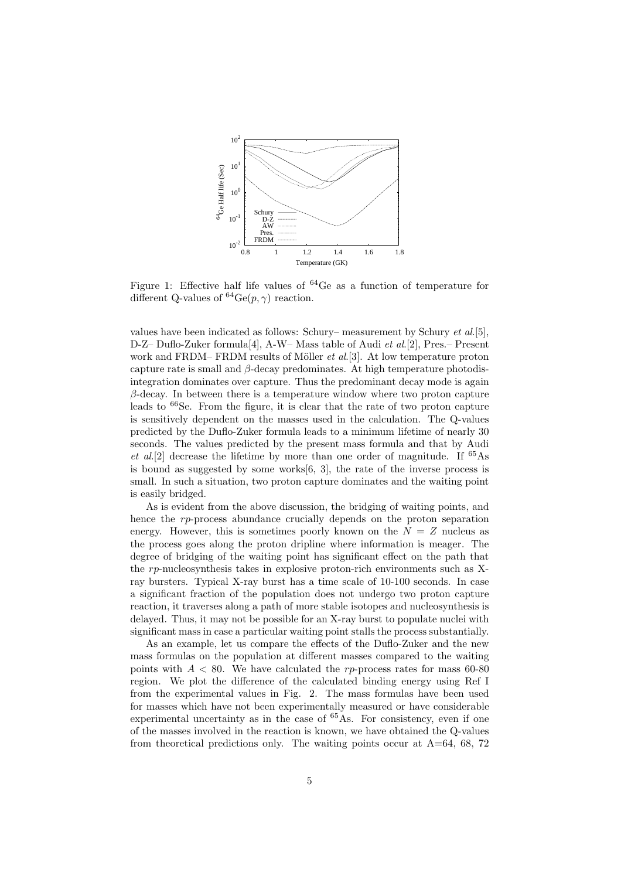Figure 1: Effective half life values of $^{64}$Ge as a function of temperature for different Q-values of $^{64}$Ge$(p,\gamma)$ reaction.

values have been indicated as follows: Schury– measurement by Schury *et al.*[5], D-Z– Duflo-Zuker formula[4], A-W– Mass table of Audi *et al.*[2], Pres.– Present work and FRDM– FRDM results of Möller *et al.*[3]. At low temperature proton capture rate is small and $\beta$-decay predominates. At high temperature photodisintegration dominates over capture. Thus the predominant decay mode is again $\beta$-decay. In between there is a temperature window where two proton capture leads to $^{66}$Se. From the figure, it is clear that the rate of two proton capture is sensitively dependent on the masses used in the calculation. The Q-values predicted by the Duflo-Zuker formula leads to a minimum lifetime of nearly 30 seconds. The values predicted by the present mass formula and that by Audi *et al.*[2] decrease the lifetime by more than one order of magnitude. If $^{65}$As is bound as suggested by some works[6, 3], the rate of the inverse process is small. In such a situation, two proton capture dominates and the waiting point is easily bridged.

As is evident from the above discussion, the bridging of waiting points, and hence the *rp*-process abundance crucially depends on the proton separation energy. However, this is sometimes poorly known on the $N = Z$ nucleus as the process goes along the proton dripline where information is meager. The degree of bridging of the waiting point has significant effect on the path that the *rp*-nucleosynthesis takes in explosive proton-rich environments such as X-ray bursters. Typical X-ray burst has a time scale of 10-100 seconds. In case a significant fraction of the population does not undergo two proton capture reaction, it traverses along a path of more stable isotopes and nucleosynthesis is delayed. Thus, it may not be possible for an X-ray burst to populate nuclei with significant mass in case a particular waiting point stalls the process substantially.

As an example, let us compare the effects of the Duflo-Zuker and the new mass formulas on the population at different masses compared to the waiting points with $A < 80$. We have calculated the *rp*-process rates for mass 60-80 region. We plot the difference of the calculated binding energy using Ref I from the experimental values in Fig. 2. The mass formulas have been used for masses which have not been experimentally measured or have considerable experimental uncertainty as in the case of $^{65}$As. For consistency, even if one of the masses involved in the reaction is known, we have obtained the Q-values from theoretical predictions only. The waiting points occur at A=64, 68, 72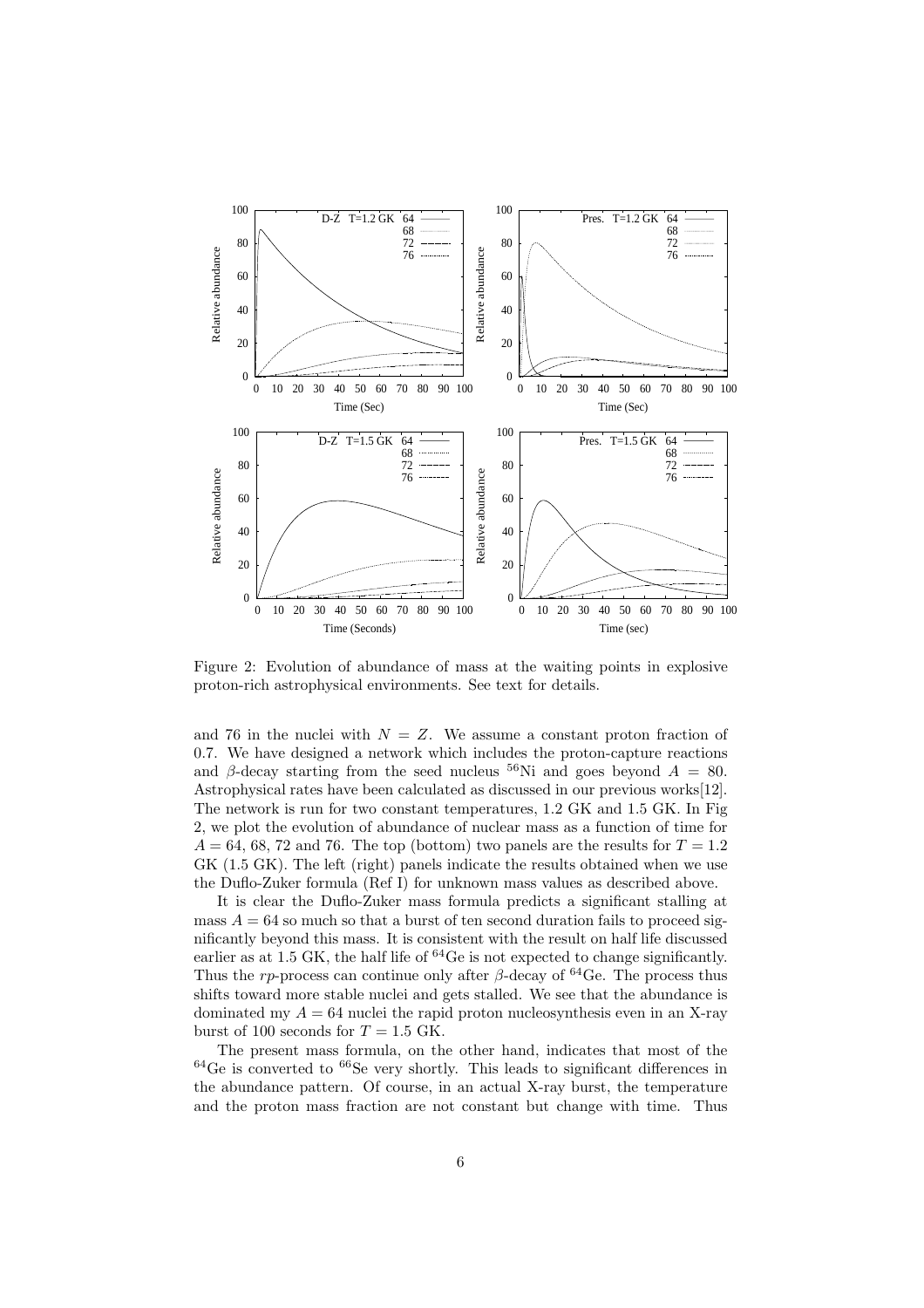Figure 2: Evolution of abundance of mass at the waiting points in explosive proton-rich astrophysical environments. See text for details.

and 76 in the nuclei with $N = Z$. We assume a constant proton fraction of 0.7. We have designed a network which includes the proton-capture reactions and $\beta$-decay starting from the seed nucleus $^{56}$Ni and goes beyond $A = 80$. Astrophysical rates have been calculated as discussed in our previous works[12]. The network is run for two constant temperatures, 1.2 GK and 1.5 GK. In Fig 2, we plot the evolution of abundance of nuclear mass as a function of time for $A = 64$, 68, 72 and 76. The top (bottom) two panels are the results for $T = 1.2$ GK (1.5 GK). The left (right) panels indicate the results obtained when we use the Duflo-Zuker formula (Ref I) for unknown mass values as described above.

It is clear the Duflo-Zuker mass formula predicts a significant stalling at mass $A = 64$ so much so that a burst of ten second duration fails to proceed significantly beyond this mass. It is consistent with the result on half life discussed earlier as at 1.5 GK, the half life of $^{64}$Ge is not expected to change significantly. Thus the *rp*-process can continue only after $\beta$-decay of $^{64}$Ge. The process thus shifts toward more stable nuclei and gets stalled. We see that the abundance is dominated my $A = 64$ nuclei the rapid proton nucleosynthesis even in an X-ray burst of 100 seconds for $T = 1.5$ GK.

The present mass formula, on the other hand, indicates that most of the $^{64}$Ge is converted to $^{66}$Se very shortly. This leads to significant differences in the abundance pattern. Of course, in an actual X-ray burst, the temperature and the proton mass fraction are not constant but change with time. Thus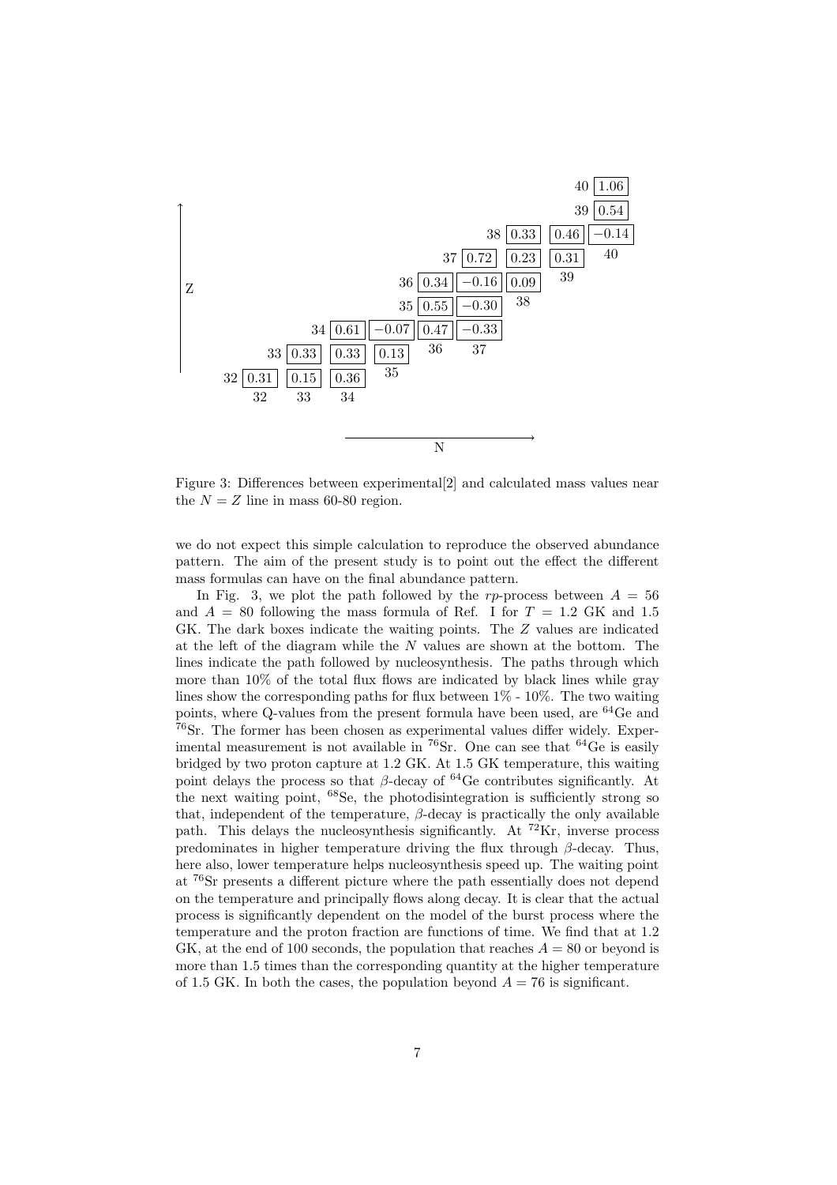| Z \ N | 32 | 33 | 34 | 35 | 36 | 37 | 38 | 39 | 40 |
|---|---|---|---|---|---|---|---|---|---|
| 40 | | | | | | | | | 1.06 |
| 39 | | | | | | | | | 0.54 |
| 38 | | | | | | | 0.33 | 0.46 | −0.14 |
| 37 | | | | | | 0.72 | 0.23 | 0.31 | |
| 36 | | | | | 0.34 | −0.16 | 0.09 | | |
| 35 | | | | | 0.55 | −0.30 | | | |
| 34 | | | 0.61 | −0.07 | 0.47 | −0.33 | | | |
| 33 | | 0.33 | 0.33 | 0.13 | | | | | |
| 32 | 0.31 | 0.15 | 0.36 | | | | | | |

Figure 3: Differences between experimental[2] and calculated mass values near the $N = Z$ line in mass 60-80 region.

we do not expect this simple calculation to reproduce the observed abundance pattern. The aim of the present study is to point out the effect the different mass formulas can have on the final abundance pattern.

In Fig. 3, we plot the path followed by the *rp*-process between $A = 56$ and $A = 80$ following the mass formula of Ref. I for $T = 1.2$ GK and 1.5 GK. The dark boxes indicate the waiting points. The $Z$ values are indicated at the left of the diagram while the $N$ values are shown at the bottom. The lines indicate the path followed by nucleosynthesis. The paths through which more than 10% of the total flux flows are indicated by black lines while gray lines show the corresponding paths for flux between 1% - 10%. The two waiting points, where Q-values from the present formula have been used, are $^{64}$Ge and $^{76}$Sr. The former has been chosen as experimental values differ widely. Experimental measurement is not available in $^{76}$Sr. One can see that $^{64}$Ge is easily bridged by two proton capture at 1.2 GK. At 1.5 GK temperature, this waiting point delays the process so that $\beta$-decay of $^{64}$Ge contributes significantly. At the next waiting point, $^{68}$Se, the photodisintegration is sufficiently strong so that, independent of the temperature, $\beta$-decay is practically the only available path. This delays the nucleosynthesis significantly. At $^{72}$Kr, inverse process predominates in higher temperature driving the flux through $\beta$-decay. Thus, here also, lower temperature helps nucleosynthesis speed up. The waiting point at $^{76}$Sr presents a different picture where the path essentially does not depend on the temperature and principally flows along decay. It is clear that the actual process is significantly dependent on the model of the burst process where the temperature and the proton fraction are functions of time. We find that at 1.2 GK, at the end of 100 seconds, the population that reaches $A = 80$ or beyond is more than 1.5 times than the corresponding quantity at the higher temperature of 1.5 GK. In both the cases, the population beyond $A = 76$ is significant.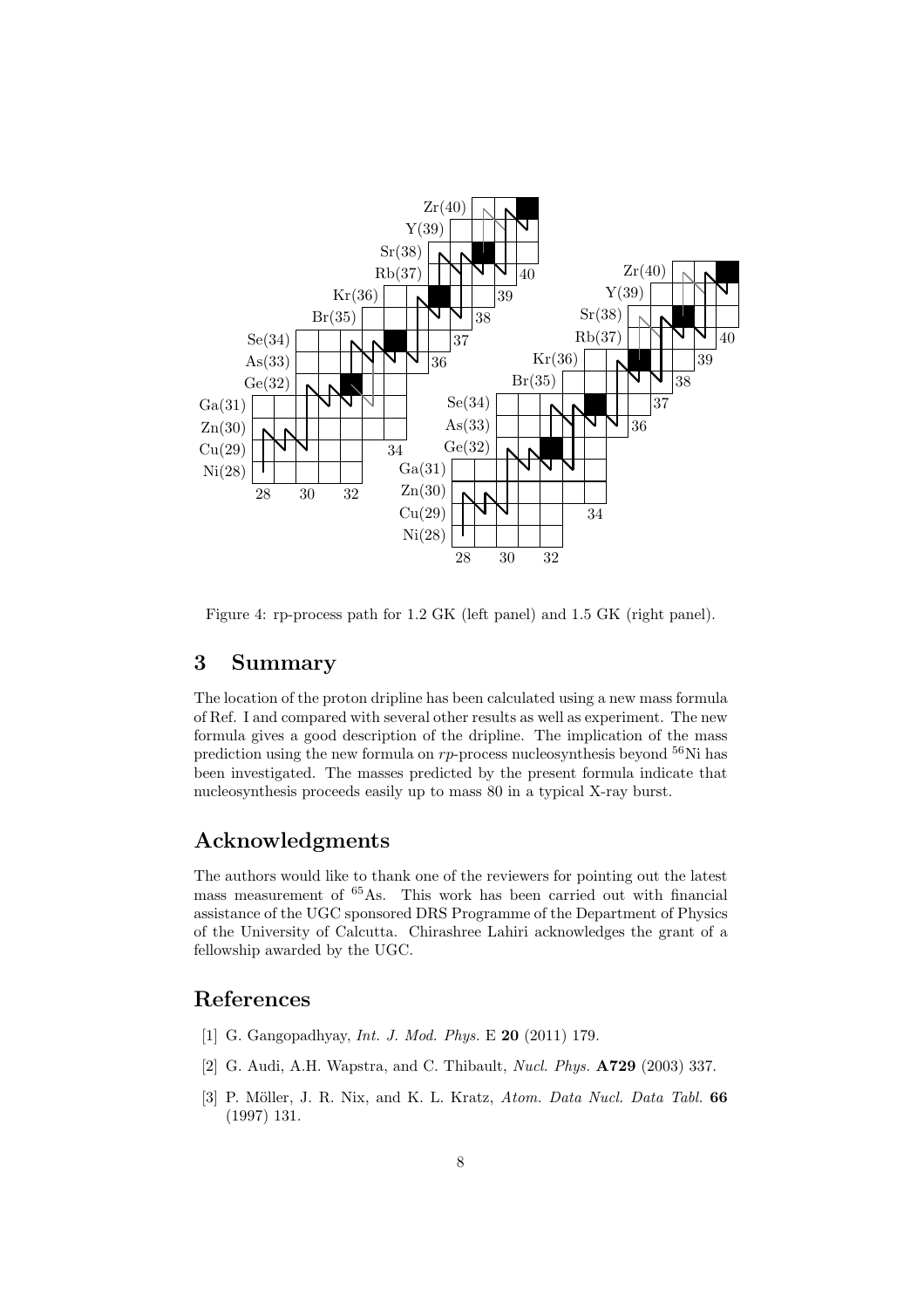Figure 4: rp-process path for 1.2 GK (left panel) and 1.5 GK (right panel).

## 3 Summary

The location of the proton dripline has been calculated using a new mass formula of Ref. I and compared with several other results as well as experiment. The new formula gives a good description of the dripline. The implication of the mass prediction using the new formula on *rp*-process nucleosynthesis beyond $^{56}$Ni has been investigated. The masses predicted by the present formula indicate that nucleosynthesis proceeds easily up to mass 80 in a typical X-ray burst.

## Acknowledgments

The authors would like to thank one of the reviewers for pointing out the latest mass measurement of $^{65}$As. This work has been carried out with financial assistance of the UGC sponsored DRS Programme of the Department of Physics of the University of Calcutta. Chirashree Lahiri acknowledges the grant of a fellowship awarded by the UGC.

## References

[1] G. Gangopadhyay, *Int. J. Mod. Phys.* E **20** (2011) 179.

[2] G. Audi, A.H. Wapstra, and C. Thibault, *Nucl. Phys.* **A729** (2003) 337.

[3] P. Möller, J. R. Nix, and K. L. Kratz, *Atom. Data Nucl. Data Tabl.* **66** (1997) 131.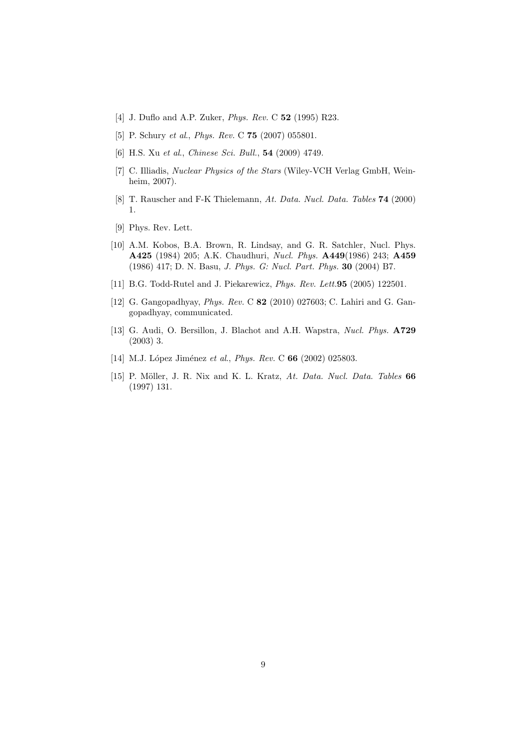[4] J. Duflo and A.P. Zuker, *Phys. Rev.* C **52** (1995) R23.

[5] P. Schury *et al.*, *Phys. Rev.* C **75** (2007) 055801.

[6] H.S. Xu *et al.*, *Chinese Sci. Bull.*, **54** (2009) 4749.

[7] C. Illiadis, *Nuclear Physics of the Stars* (Wiley-VCH Verlag GmbH, Weinheim, 2007).

[8] T. Rauscher and F-K Thielemann, *At. Data. Nucl. Data. Tables* **74** (2000) 1.

[9] Phys. Rev. Lett.

[10] A.M. Kobos, B.A. Brown, R. Lindsay, and G. R. Satchler, Nucl. Phys. **A425** (1984) 205; A.K. Chaudhuri, *Nucl. Phys.* **A449**(1986) 243; **A459** (1986) 417; D. N. Basu, *J. Phys. G: Nucl. Part. Phys.* **30** (2004) B7.

[11] B.G. Todd-Rutel and J. Piekarewicz, *Phys. Rev. Lett.***95** (2005) 122501.

[12] G. Gangopadhyay, *Phys. Rev.* C **82** (2010) 027603; C. Lahiri and G. Gangopadhyay, communicated.

[13] G. Audi, O. Bersillon, J. Blachot and A.H. Wapstra, *Nucl. Phys.* **A729** (2003) 3.

[14] M.J. López Jiménez *et al.*, *Phys. Rev.* C **66** (2002) 025803.

[15] P. Möller, J. R. Nix and K. L. Kratz, *At. Data. Nucl. Data. Tables* **66** (1997) 131.